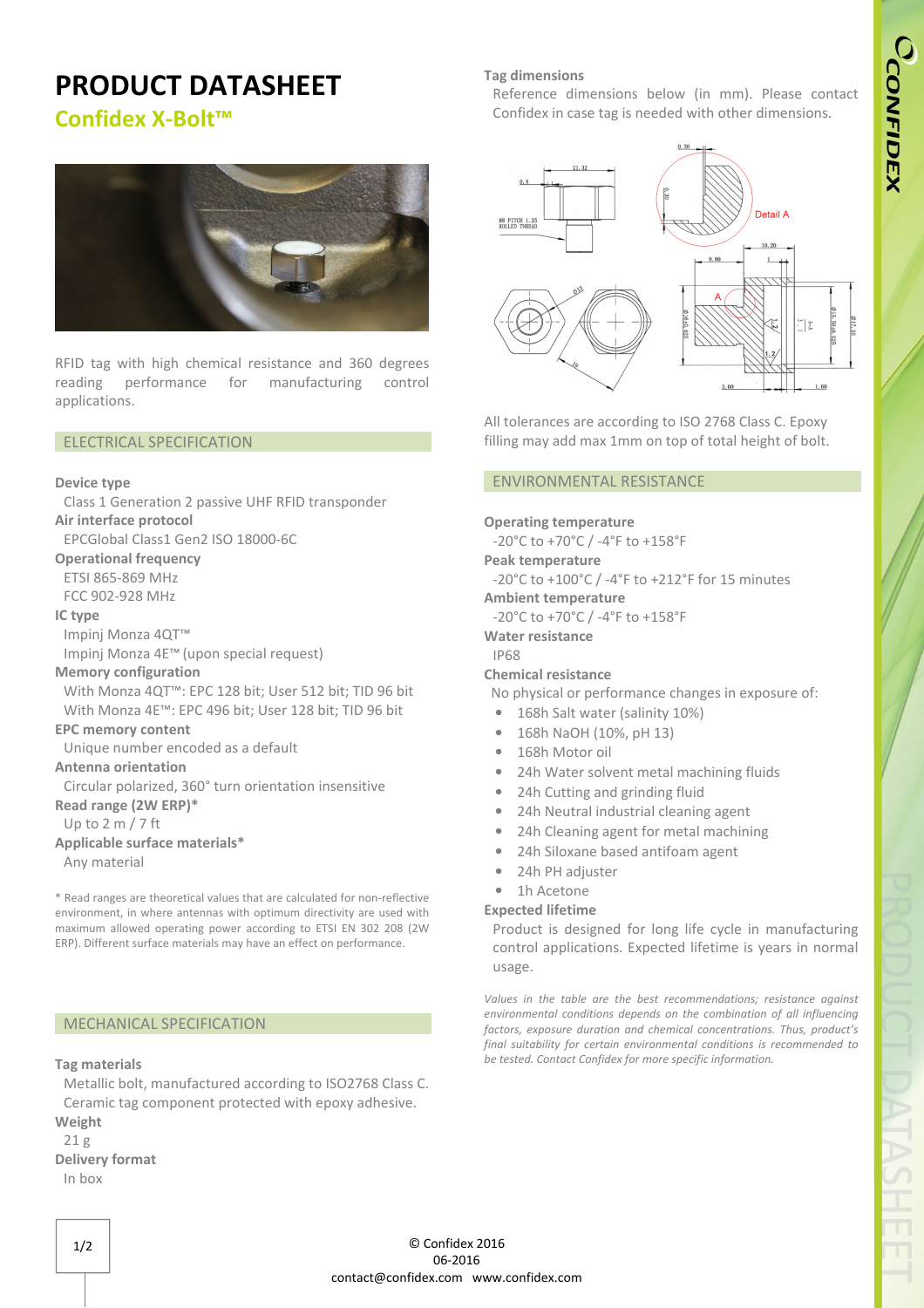# PRODUCT DATASHEET

## Confidex X-Bolt™

RFID tag with high chemical resistance and 360 degrees reading performance for manufacturing control applications.

## ELECTRICAL SPECIFICATION

**Device type**
Class 1 Generation 2 passive UHF RFID transponder

**Air interface protocol**
EPCGlobal Class1 Gen2 ISO 18000-6C

**Operational frequency**
ETSI 865-869 MHz
FCC 902-928 MHz

**IC type**
Impinj Monza 4QT™
Impinj Monza 4E™ (upon special request)

**Memory configuration**
With Monza 4QT™: EPC 128 bit; User 512 bit; TID 96 bit
With Monza 4E™: EPC 496 bit; User 128 bit; TID 96 bit

**EPC memory content**
Unique number encoded as a default

**Antenna orientation**
Circular polarized, 360° turn orientation insensitive

**Read range (2W ERP)***
Up to 2 m / 7 ft

**Applicable surface materials***
Any material

* Read ranges are theoretical values that are calculated for non-reflective environment, in where antennas with optimum directivity are used with maximum allowed operating power according to ETSI EN 302 208 (2W ERP). Different surface materials may have an effect on performance.

## MECHANICAL SPECIFICATION

**Tag materials**
Metallic bolt, manufactured according to ISO2768 Class C.
Ceramic tag component protected with epoxy adhesive.

**Weight**
21 g

**Delivery format**
In box

**Tag dimensions**
Reference dimensions below (in mm). Please contact Confidex in case tag is needed with other dimensions.

All tolerances are according to ISO 2768 Class C. Epoxy filling may add max 1mm on top of total height of bolt.

## ENVIRONMENTAL RESISTANCE

**Operating temperature**
-20°C to +70°C / -4°F to +158°F

**Peak temperature**
-20°C to +100°C / -4°F to +212°F for 15 minutes

**Ambient temperature**
-20°C to +70°C / -4°F to +158°F

**Water resistance**
IP68

**Chemical resistance**
No physical or performance changes in exposure of:

- 168h Salt water (salinity 10%)
- 168h NaOH (10%, pH 13)
- 168h Motor oil
- 24h Water solvent metal machining fluids
- 24h Cutting and grinding fluid
- 24h Neutral industrial cleaning agent
- 24h Cleaning agent for metal machining
- 24h Siloxane based antifoam agent
- 24h PH adjuster
- 1h Acetone

**Expected lifetime**
Product is designed for long life cycle in manufacturing control applications. Expected lifetime is years in normal usage.

*Values in the table are the best recommendations; resistance against environmental conditions depends on the combination of all influencing factors, exposure duration and chemical concentrations. Thus, product's final suitability for certain environmental conditions is recommended to be tested. Contact Confidex for more specific information.*

© Confidex 2016
06-2016
contact@confidex.com www.confidex.com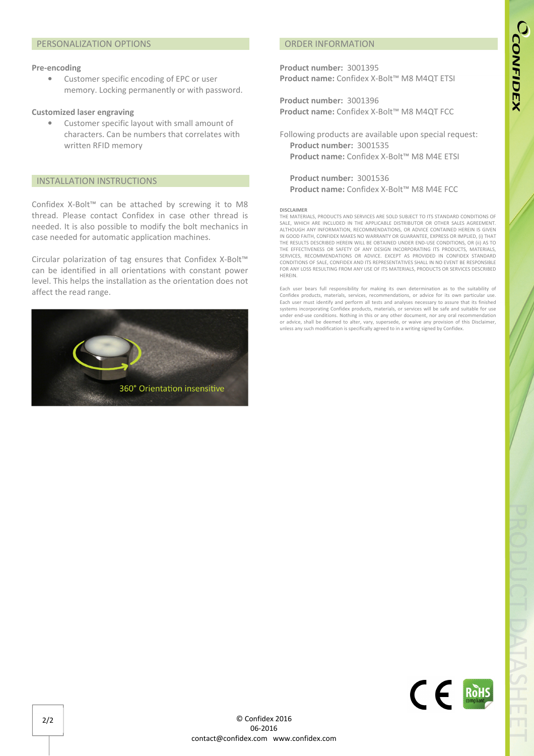## PERSONALIZATION OPTIONS

**Pre-encoding**

- Customer specific encoding of EPC or user memory. Locking permanently or with password.

**Customized laser engraving**

- Customer specific layout with small amount of characters. Can be numbers that correlates with written RFID memory

## INSTALLATION INSTRUCTIONS

Confidex X-Bolt™ can be attached by screwing it to M8 thread. Please contact Confidex in case other thread is needed. It is also possible to modify the bolt mechanics in case needed for automatic application machines.

Circular polarization of tag ensures that Confidex X-Bolt™ can be identified in all orientations with constant power level. This helps the installation as the orientation does not affect the read range.

360° Orientation insensitive

## ORDER INFORMATION

**Product number:** 3001395
**Product name:** Confidex X-Bolt™ M8 M4QT ETSI

**Product number:** 3001396
**Product name:** Confidex X-Bolt™ M8 M4QT FCC

Following products are available upon special request:

**Product number:** 3001535
**Product name:** Confidex X-Bolt™ M8 M4E ETSI

**Product number:** 3001536
**Product name:** Confidex X-Bolt™ M8 M4E FCC

**DISCLAIMER**

THE MATERIALS, PRODUCTS AND SERVICES ARE SOLD SUBJECT TO ITS STANDARD CONDITIONS OF SALE, WHICH ARE INCLUDED IN THE APPLICABLE DISTRIBUTOR OR OTHER SALES AGREEMENT. ALTHOUGH ANY INFORMATION, RECOMMENDATIONS, OR ADVICE CONTAINED HEREIN IS GIVEN IN GOOD FAITH, CONFIDEX MAKES NO WARRANTY OR GUARANTEE, EXPRESS OR IMPLIED, (i) THAT THE RESULTS DESCRIBED HEREIN WILL BE OBTAINED UNDER END-USE CONDITIONS, OR (ii) AS TO THE EFFECTIVENESS OR SAFETY OF ANY DESIGN INCORPORATING ITS PRODUCTS, MATERIALS, SERVICES, RECOMMENDATIONS OR ADVICE. EXCEPT AS PROVIDED IN CONFIDEX STANDARD CONDITIONS OF SALE, CONFIDEX AND ITS REPRESENTATIVES SHALL IN NO EVENT BE RESPONSIBLE FOR ANY LOSS RESULTING FROM ANY USE OF ITS MATERIALS, PRODUCTS OR SERVICES DESCRIBED HEREIN.

Each user bears full responsibility for making its own determination as to the suitability of Confidex products, materials, services, recommendations, or advice for its own particular use. Each user must identify and perform all tests and analyses necessary to assure that its finished systems incorporating Confidex products, materials, or services will be safe and suitable for use under end-use conditions. Nothing in this or any other document, nor any oral recommendation or advice, shall be deemed to alter, vary, supersede, or waive any provision of this Disclaimer, unless any such modification is specifically agreed to in a writing signed by Confidex.

© Confidex 2016
06-2016
contact@confidex.com www.confidex.com